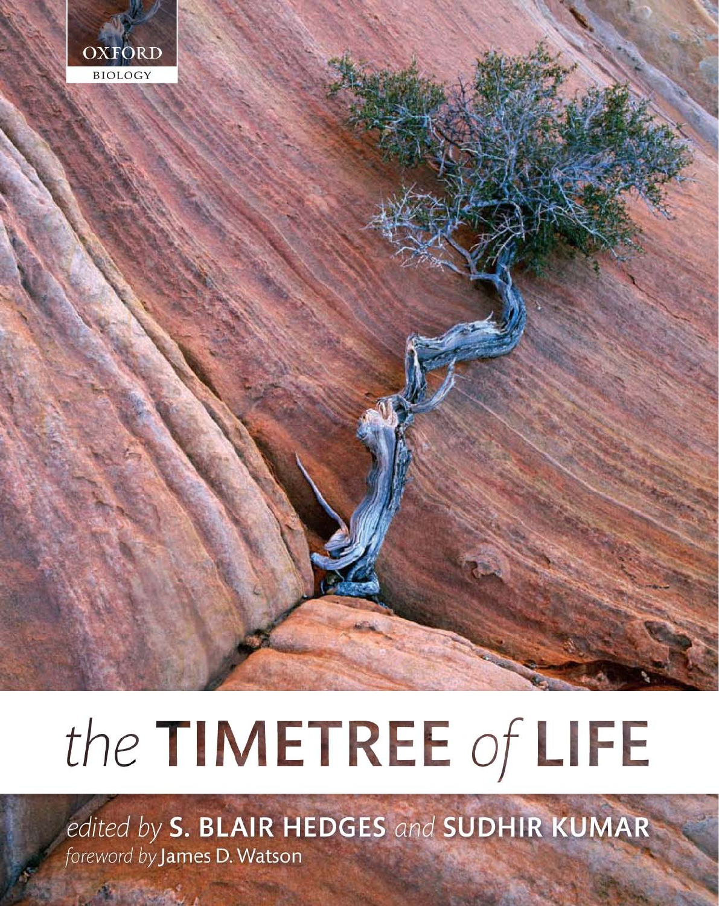OXFORD

BIOLOGY

# *the* TIMETREE *of* LIFE

*edited by* **S. BLAIR HEDGES** *and* **SUDHIR KUMAR**

*foreword by* James D. Watson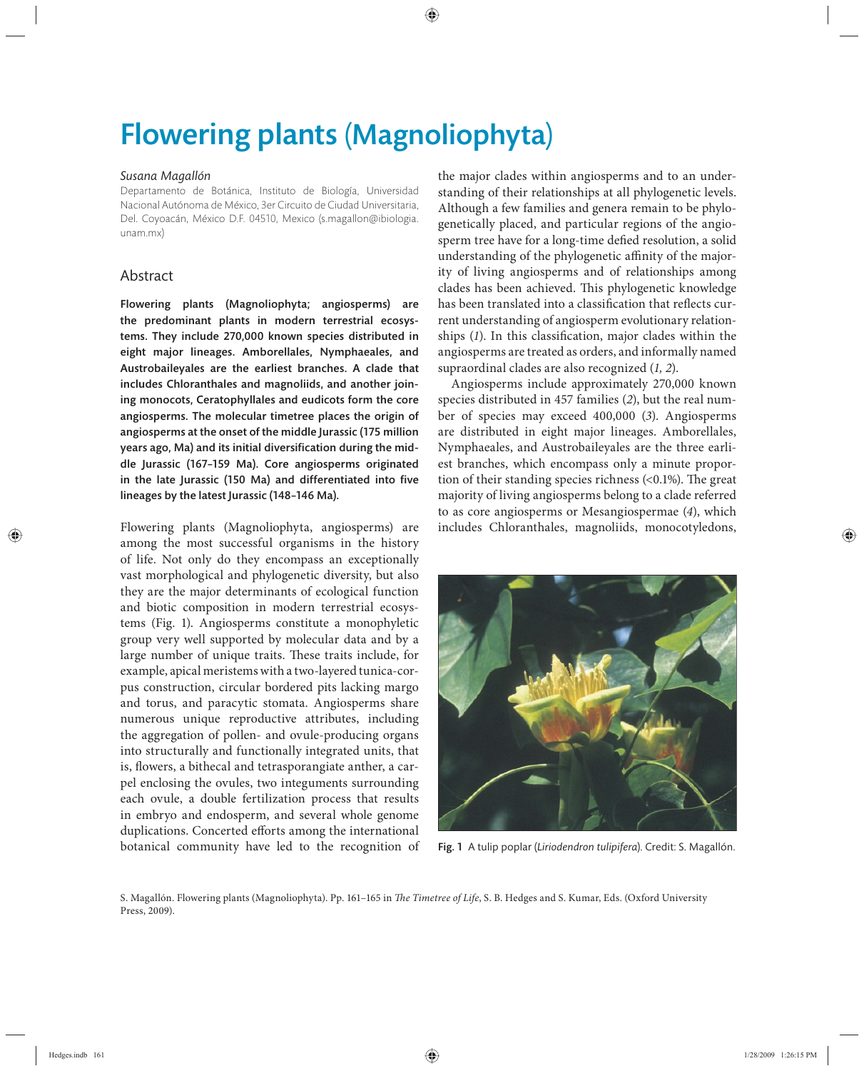# Flowering plants (Magnoliophyta)

*Susana Magallón*

Departamento de Botánica, Instituto de Biología, Universidad Nacional Autónoma de México, 3er Circuito de Ciudad Universitaria, Del. Coyoacán, México D.F. 04510, Mexico (s.magallon@ibiologia.unam.mx)

## Abstract

**Flowering plants (Magnoliophyta; angiosperms) are the predominant plants in modern terrestrial ecosystems. They include 270,000 known species distributed in eight major lineages. Amborellales, Nymphaeales, and Austrobaileyales are the earliest branches. A clade that includes Chloranthales and magnoliids, and another joining monocots, Ceratophyllales and eudicots form the core angiosperms. The molecular timetree places the origin of angiosperms at the onset of the middle Jurassic (175 million years ago, Ma) and its initial diversification during the middle Jurassic (167–159 Ma). Core angiosperms originated in the late Jurassic (150 Ma) and differentiated into five lineages by the latest Jurassic (148–146 Ma).**

Flowering plants (Magnoliophyta, angiosperms) are among the most successful organisms in the history of life. Not only do they encompass an exceptionally vast morphological and phylogenetic diversity, but also they are the major determinants of ecological function and biotic composition in modern terrestrial ecosystems (Fig. 1). Angiosperms constitute a monophyletic group very well supported by molecular data and by a large number of unique traits. These traits include, for example, apical meristems with a two-layered tunica-corpus construction, circular bordered pits lacking margo and torus, and paracytic stomata. Angiosperms share numerous unique reproductive attributes, including the aggregation of pollen- and ovule-producing organs into structurally and functionally integrated units, that is, flowers, a bithecal and tetrasporangiate anther, a carpel enclosing the ovules, two integuments surrounding each ovule, a double fertilization process that results in embryo and endosperm, and several whole genome duplications. Concerted efforts among the international botanical community have led to the recognition of the major clades within angiosperms and to an understanding of their relationships at all phylogenetic levels. Although a few families and genera remain to be phylogenetically placed, and particular regions of the angiosperm tree have for a long-time defied resolution, a solid understanding of the phylogenetic affinity of the majority of living angiosperms and of relationships among clades has been achieved. This phylogenetic knowledge has been translated into a classification that reflects current understanding of angiosperm evolutionary relationships (*1*). In this classification, major clades within the angiosperms are treated as orders, and informally named supraordinal clades are also recognized (*1, 2*).

Angiosperms include approximately 270,000 known species distributed in 457 families (*2*), but the real number of species may exceed 400,000 (*3*). Angiosperms are distributed in eight major lineages. Amborellales, Nymphaeales, and Austrobaileyales are the three earliest branches, which encompass only a minute proportion of their standing species richness (<0.1%). The great majority of living angiosperms belong to a clade referred to as core angiosperms or Mesangiospermae (*4*), which includes Chloranthales, magnoliids, monocotyledons,

**Fig. 1** A tulip poplar (*Liriodendron tulipifera*). Credit: S. Magallón.

S. Magallón. Flowering plants (Magnoliophyta). Pp. 161–165 in *The Timetree of Life*, S. B. Hedges and S. Kumar, Eds. (Oxford University Press, 2009).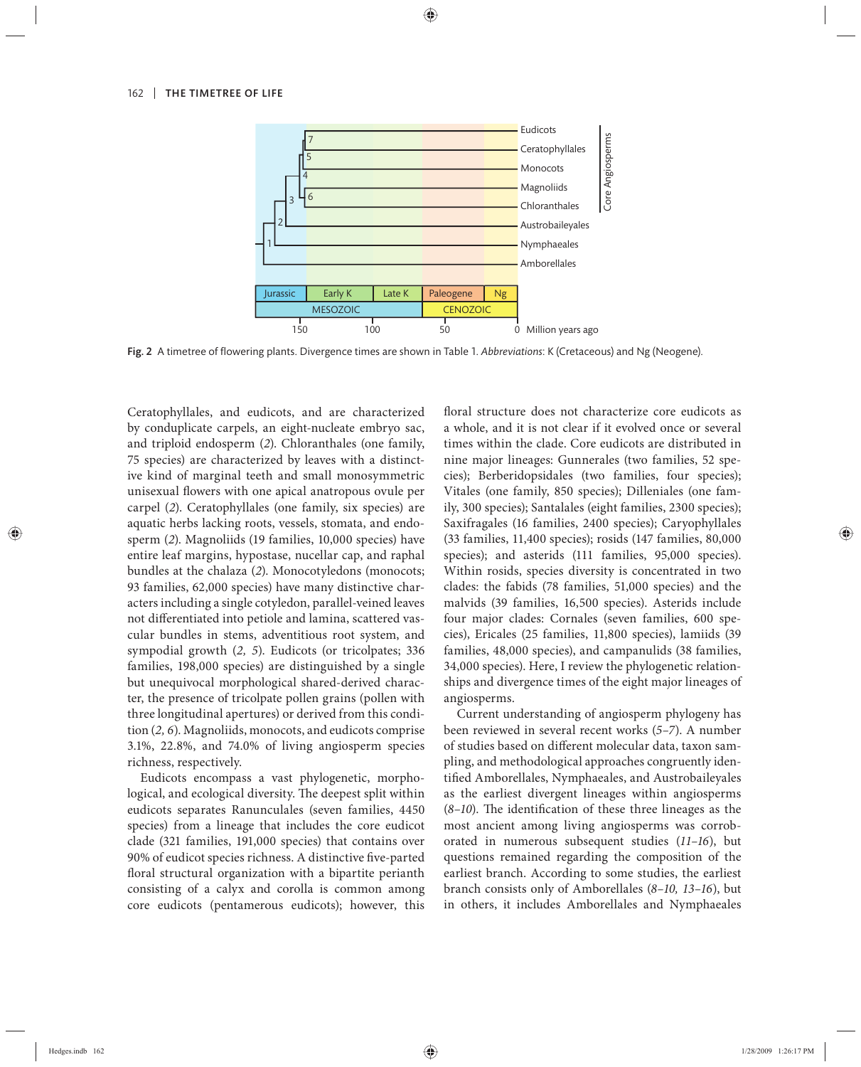**Fig. 2** A timetree of flowering plants. Divergence times are shown in Table 1. *Abbreviations*: K (Cretaceous) and Ng (Neogene).

Ceratophyllales, and eudicots, and are characterized by conduplicate carpels, an eight-nucleate embryo sac, and triploid endosperm (*2*). Chloranthales (one family, 75 species) are characterized by leaves with a distinctive kind of marginal teeth and small monosymmetric unisexual flowers with one apical anatropous ovule per carpel (*2*). Ceratophyllales (one family, six species) are aquatic herbs lacking roots, vessels, stomata, and endosperm (*2*). Magnoliids (19 families, 10,000 species) have entire leaf margins, hypostase, nucellar cap, and raphal bundles at the chalaza (*2*). Monocotyledons (monocots; 93 families, 62,000 species) have many distinctive characters including a single cotyledon, parallel-veined leaves not differentiated into petiole and lamina, scattered vascular bundles in stems, adventitious root system, and sympodial growth (*2, 5*). Eudicots (or tricolpates; 336 families, 198,000 species) are distinguished by a single but unequivocal morphological shared-derived character, the presence of tricolpate pollen grains (pollen with three longitudinal apertures) or derived from this condition (*2, 6*). Magnoliids, monocots, and eudicots comprise 3.1%, 22.8%, and 74.0% of living angiosperm species richness, respectively.

Eudicots encompass a vast phylogenetic, morphological, and ecological diversity. The deepest split within eudicots separates Ranunculales (seven families, 4450 species) from a lineage that includes the core eudicot clade (321 families, 191,000 species) that contains over 90% of eudicot species richness. A distinctive five-parted floral structural organization with a bipartite perianth consisting of a calyx and corolla is common among core eudicots (pentamerous eudicots); however, this floral structure does not characterize core eudicots as a whole, and it is not clear if it evolved once or several times within the clade. Core eudicots are distributed in nine major lineages: Gunnerales (two families, 52 species); Berberidopsidales (two families, four species); Vitales (one family, 850 species); Dilleniales (one family, 300 species); Santalales (eight families, 2300 species); Saxifragales (16 families, 2400 species); Caryophyllales (33 families, 11,400 species); rosids (147 families, 80,000 species); and asterids (111 families, 95,000 species). Within rosids, species diversity is concentrated in two clades: the fabids (78 families, 51,000 species) and the malvids (39 families, 16,500 species). Asterids include four major clades: Cornales (seven families, 600 species), Ericales (25 families, 11,800 species), lamiids (39 families, 48,000 species), and campanulids (38 families, 34,000 species). Here, I review the phylogenetic relationships and divergence times of the eight major lineages of angiosperms.

Current understanding of angiosperm phylogeny has been reviewed in several recent works (*5–7*). A number of studies based on different molecular data, taxon sampling, and methodological approaches congruently identified Amborellales, Nymphaeales, and Austrobaileyales as the earliest divergent lineages within angiosperms (*8–10*). The identification of these three lineages as the most ancient among living angiosperms was corroborated in numerous subsequent studies (*11–16*), but questions remained regarding the composition of the earliest branch. According to some studies, the earliest branch consists only of Amborellales (*8–10, 13–16*), but in others, it includes Amborellales and Nymphaeales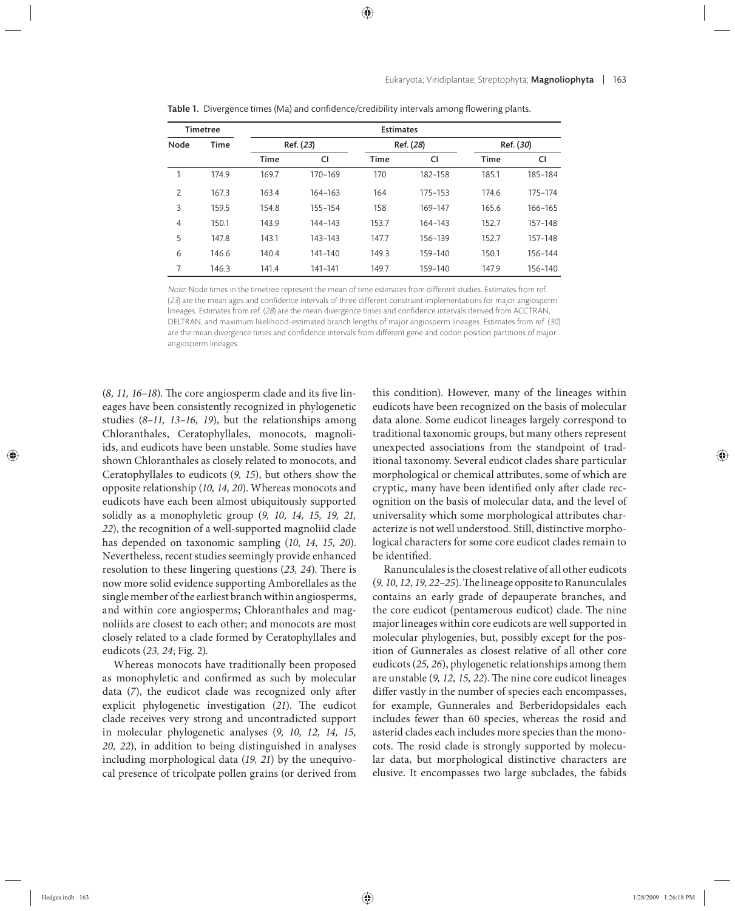**Table 1.** Divergence times (Ma) and confidence/credibility intervals among flowering plants.

| Timetree | | Estimates | | | | | |
|---|---|---|---|---|---|---|---|
| Node | Time | Ref. (*23*) | | Ref. (*28*) | | Ref. (*30*) | |
| | | Time | CI | Time | CI | Time | CI |
| 1 | 174.9 | 169.7 | 170–169 | 170 | 182–158 | 185.1 | 185–184 |
| 2 | 167.3 | 163.4 | 164–163 | 164 | 175–153 | 174.6 | 175–174 |
| 3 | 159.5 | 154.8 | 155–154 | 158 | 169–147 | 165.6 | 166–165 |
| 4 | 150.1 | 143.9 | 144–143 | 153.7 | 164–143 | 152.7 | 157–148 |
| 5 | 147.8 | 143.1 | 143–143 | 147.7 | 156–139 | 152.7 | 157–148 |
| 6 | 146.6 | 140.4 | 141–140 | 149.3 | 159–140 | 150.1 | 156–144 |
| 7 | 146.3 | 141.4 | 141–141 | 149.7 | 159–140 | 147.9 | 156–140 |

*Note*: Node times in the timetree represent the mean of time estimates from different studies. Estimates from ref. (*23*) are the mean ages and confidence intervals of three different constraint implementations for major angiosperm lineages. Estimates from ref. (*28*) are the mean divergence times and confidence intervals derived from ACCTRAN, DELTRAN, and maximum likelihood-estimated branch lengths of major angiosperm lineages. Estimates from ref. (*30*) are the mean divergence times and confidence intervals from different gene and codon position partitions of major angiosperm lineages.

(*8, 11, 16–18*). The core angiosperm clade and its five lineages have been consistently recognized in phylogenetic studies (*8–11, 13–16, 19*), but the relationships among Chloranthales, Ceratophyllales, monocots, magnoliids, and eudicots have been unstable. Some studies have shown Chloranthales as closely related to monocots, and Ceratophyllales to eudicots (*9, 15*), but others show the opposite relationship (*10, 14, 20*). Whereas monocots and eudicots have each been almost ubiquitously supported solidly as a monophyletic group (*9, 10, 14, 15, 19, 21, 22*), the recognition of a well-supported magnoliid clade has depended on taxonomic sampling (*10, 14, 15, 20*). Nevertheless, recent studies seemingly provide enhanced resolution to these lingering questions (*23, 24*). There is now more solid evidence supporting Amborellales as the single member of the earliest branch within angiosperms, and within core angiosperms; Chloranthales and magnoliids are closest to each other; and monocots are most closely related to a clade formed by Ceratophyllales and eudicots (*23, 24*; Fig. 2).

Whereas monocots have traditionally been proposed as monophyletic and confirmed as such by molecular data (*7*), the eudicot clade was recognized only after explicit phylogenetic investigation (*21*). The eudicot clade receives very strong and uncontradicted support in molecular phylogenetic analyses (*9, 10, 12, 14, 15, 20, 22*), in addition to being distinguished in analyses including morphological data (*19, 21*) by the unequivocal presence of tricolpate pollen grains (or derived from this condition). However, many of the lineages within eudicots have been recognized on the basis of molecular data alone. Some eudicot lineages largely correspond to traditional taxonomic groups, but many others represent unexpected associations from the standpoint of traditional taxonomy. Several eudicot clades share particular morphological or chemical attributes, some of which are cryptic, many have been identified only after clade recognition on the basis of molecular data, and the level of universality which some morphological attributes characterize is not well understood. Still, distinctive morphological characters for some core eudicot clades remain to be identified.

Ranunculales is the closest relative of all other eudicots (*9, 10, 12, 19, 22–25*). The lineage opposite to Ranunculales contains an early grade of depauperate branches, and the core eudicot (pentamerous eudicot) clade. The nine major lineages within core eudicots are well supported in molecular phylogenies, but, possibly except for the position of Gunnerales as closest relative of all other core eudicots (*25, 26*), phylogenetic relationships among them are unstable (*9, 12, 15, 22*). The nine core eudicot lineages differ vastly in the number of species each encompasses, for example, Gunnerales and Berberidopsidales each includes fewer than 60 species, whereas the rosid and asterid clades each includes more species than the monocots. The rosid clade is strongly supported by molecular data, but morphological distinctive characters are elusive. It encompasses two large subclades, the fabids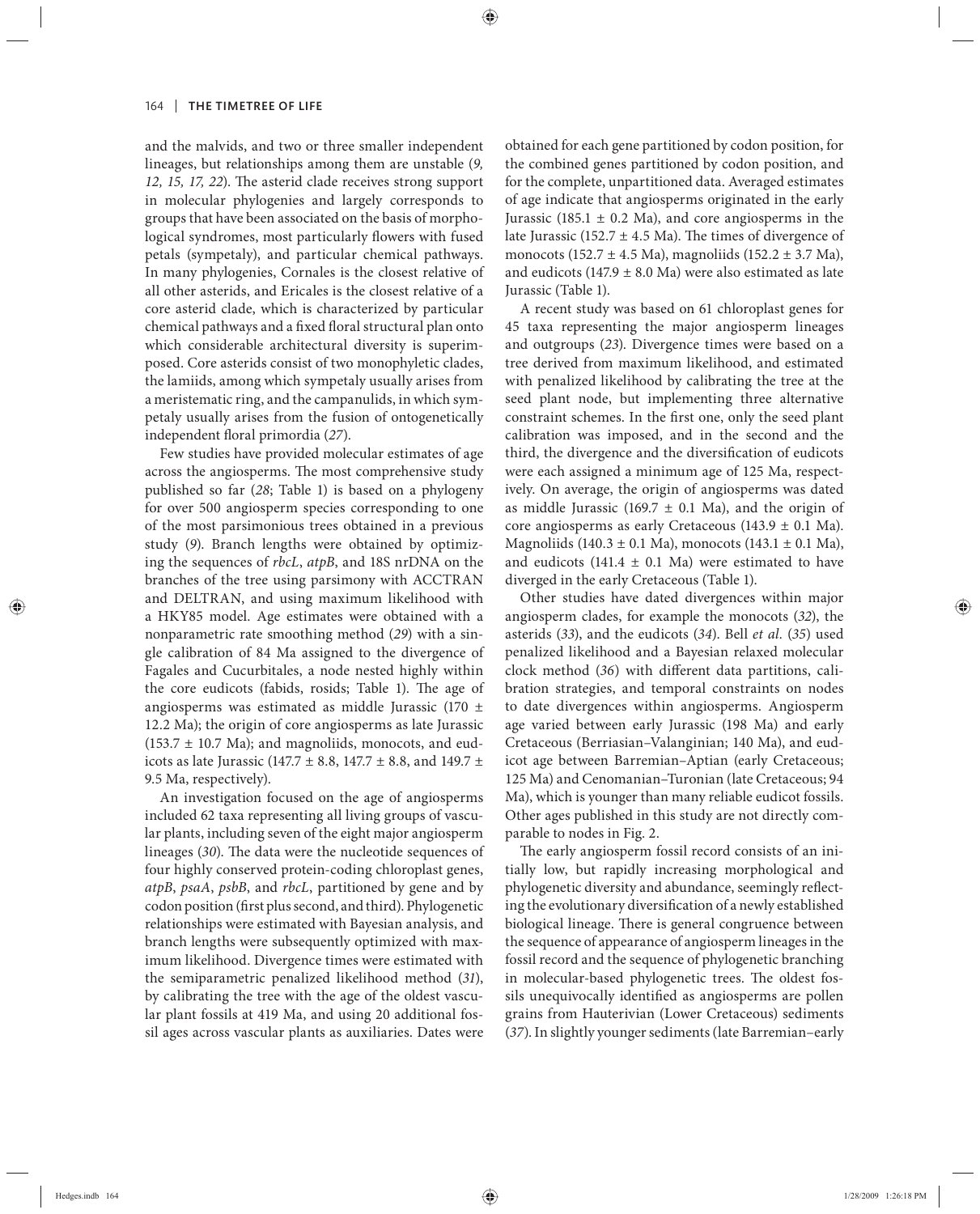and the malvids, and two or three smaller independent lineages, but relationships among them are unstable (*9, 12, 15, 17, 22*). The asterid clade receives strong support in molecular phylogenies and largely corresponds to groups that have been associated on the basis of morphological syndromes, most particularly flowers with fused petals (sympetaly), and particular chemical pathways. In many phylogenies, Cornales is the closest relative of all other asterids, and Ericales is the closest relative of a core asterid clade, which is characterized by particular chemical pathways and a fixed floral structural plan onto which considerable architectural diversity is superimposed. Core asterids consist of two monophyletic clades, the lamiids, among which sympetaly usually arises from a meristematic ring, and the campanulids, in which sympetaly usually arises from the fusion of ontogenetically independent floral primordia (*27*).

Few studies have provided molecular estimates of age across the angiosperms. The most comprehensive study published so far (*28*; Table 1) is based on a phylogeny for over 500 angiosperm species corresponding to one of the most parsimonious trees obtained in a previous study (*9*). Branch lengths were obtained by optimizing the sequences of *rbcL*, *atpB*, and 18S nrDNA on the branches of the tree using parsimony with ACCTRAN and DELTRAN, and using maximum likelihood with a HKY85 model. Age estimates were obtained with a nonparametric rate smoothing method (*29*) with a single calibration of 84 Ma assigned to the divergence of Fagales and Cucurbitales, a node nested highly within the core eudicots (fabids, rosids; Table 1). The age of angiosperms was estimated as middle Jurassic (170 ± 12.2 Ma); the origin of core angiosperms as late Jurassic (153.7 ± 10.7 Ma); and magnoliids, monocots, and eudicots as late Jurassic (147.7 ± 8.8, 147.7 ± 8.8, and 149.7 ± 9.5 Ma, respectively).

An investigation focused on the age of angiosperms included 62 taxa representing all living groups of vascular plants, including seven of the eight major angiosperm lineages (*30*). The data were the nucleotide sequences of four highly conserved protein-coding chloroplast genes, *atpB*, *psaA*, *psbB*, and *rbcL*, partitioned by gene and by codon position (first plus second, and third). Phylogenetic relationships were estimated with Bayesian analysis, and branch lengths were subsequently optimized with maximum likelihood. Divergence times were estimated with the semiparametric penalized likelihood method (*31*), by calibrating the tree with the age of the oldest vascular plant fossils at 419 Ma, and using 20 additional fossil ages across vascular plants as auxiliaries. Dates were obtained for each gene partitioned by codon position, for the combined genes partitioned by codon position, and for the complete, unpartitioned data. Averaged estimates of age indicate that angiosperms originated in the early Jurassic (185.1 ± 0.2 Ma), and core angiosperms in the late Jurassic (152.7 ± 4.5 Ma). The times of divergence of monocots (152.7 ± 4.5 Ma), magnoliids (152.2 ± 3.7 Ma), and eudicots (147.9 ± 8.0 Ma) were also estimated as late Jurassic (Table 1).

A recent study was based on 61 chloroplast genes for 45 taxa representing the major angiosperm lineages and outgroups (*23*). Divergence times were based on a tree derived from maximum likelihood, and estimated with penalized likelihood by calibrating the tree at the seed plant node, but implementing three alternative constraint schemes. In the first one, only the seed plant calibration was imposed, and in the second and the third, the divergence and the diversification of eudicots were each assigned a minimum age of 125 Ma, respectively. On average, the origin of angiosperms was dated as middle Jurassic (169.7 ± 0.1 Ma), and the origin of core angiosperms as early Cretaceous (143.9 ± 0.1 Ma). Magnoliids (140.3 ± 0.1 Ma), monocots (143.1 ± 0.1 Ma), and eudicots (141.4 ± 0.1 Ma) were estimated to have diverged in the early Cretaceous (Table 1).

Other studies have dated divergences within major angiosperm clades, for example the monocots (*32*), the asterids (*33*), and the eudicots (*34*). Bell *et al.* (*35*) used penalized likelihood and a Bayesian relaxed molecular clock method (*36*) with different data partitions, calibration strategies, and temporal constraints on nodes to date divergences within angiosperms. Angiosperm age varied between early Jurassic (198 Ma) and early Cretaceous (Berriasian–Valanginian; 140 Ma), and eudicot age between Barremian–Aptian (early Cretaceous; 125 Ma) and Cenomanian–Turonian (late Cretaceous; 94 Ma), which is younger than many reliable eudicot fossils. Other ages published in this study are not directly comparable to nodes in Fig. 2.

The early angiosperm fossil record consists of an initially low, but rapidly increasing morphological and phylogenetic diversity and abundance, seemingly reflecting the evolutionary diversification of a newly established biological lineage. There is general congruence between the sequence of appearance of angiosperm lineages in the fossil record and the sequence of phylogenetic branching in molecular-based phylogenetic trees. The oldest fossils unequivocally identified as angiosperms are pollen grains from Hauterivian (Lower Cretaceous) sediments (*37*). In slightly younger sediments (late Barremian–early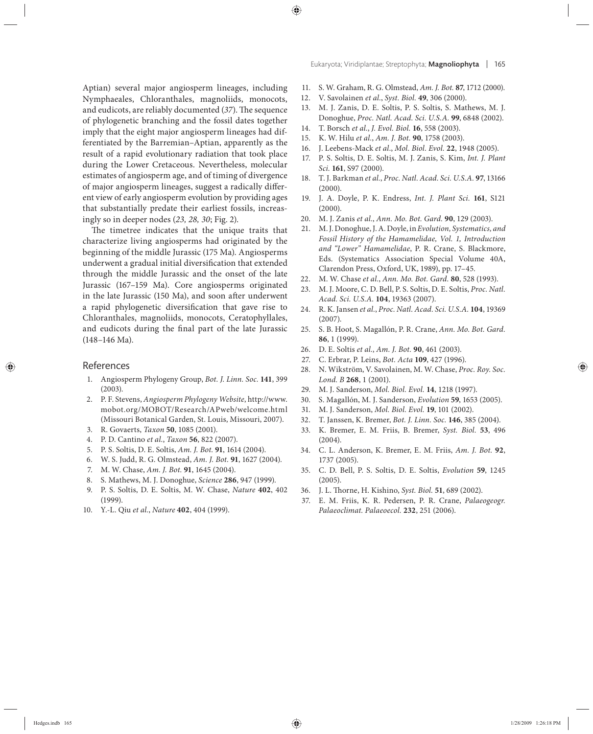Aptian) several major angiosperm lineages, including Nymphaeales, Chloranthales, magnoliids, monocots, and eudicots, are reliably documented (*37*). The sequence of phylogenetic branching and the fossil dates together imply that the eight major angiosperm lineages had differentiated by the Barremian–Aptian, apparently as the result of a rapid evolutionary radiation that took place during the Lower Cretaceous. Nevertheless, molecular estimates of angiosperm age, and of timing of divergence of major angiosperm lineages, suggest a radically different view of early angiosperm evolution by providing ages that substantially predate their earliest fossils, increasingly so in deeper nodes (*23, 28, 30*; Fig. 2).

The timetree indicates that the unique traits that characterize living angiosperms had originated by the beginning of the middle Jurassic (175 Ma). Angiosperms underwent a gradual initial diversification that extended through the middle Jurassic and the onset of the late Jurassic (167–159 Ma). Core angiosperms originated in the late Jurassic (150 Ma), and soon after underwent a rapid phylogenetic diversification that gave rise to Chloranthales, magnoliids, monocots, Ceratophyllales, and eudicots during the final part of the late Jurassic (148–146 Ma).

## References

1. Angiosperm Phylogeny Group, *Bot. J. Linn. Soc.* **141**, 399 (2003).
2. P. F. Stevens, *Angiosperm Phylogeny Website*, http://www.mobot.org/MOBOT/Research/APweb/welcome.html (Missouri Botanical Garden, St. Louis, Missouri, 2007).
3. R. Govaerts, *Taxon* **50**, 1085 (2001).
4. P. D. Cantino *et al.*, *Taxon* **56**, 822 (2007).
5. P. S. Soltis, D. E. Soltis, *Am. J. Bot.* **91**, 1614 (2004).
6. W. S. Judd, R. G. Olmstead, *Am. J. Bot.* **91**, 1627 (2004).
7. M. W. Chase, *Am. J. Bot.* **91**, 1645 (2004).
8. S. Mathews, M. J. Donoghue, *Science* **286**, 947 (1999).
9. P. S. Soltis, D. E. Soltis, M. W. Chase, *Nature* **402**, 402 (1999).
10. Y.-L. Qiu *et al.*, *Nature* **402**, 404 (1999).
11. S. W. Graham, R. G. Olmstead, *Am. J. Bot.* **87**, 1712 (2000).
12. V. Savolainen *et al.*, *Syst. Biol.* **49**, 306 (2000).
13. M. J. Zanis, D. E. Soltis, P. S. Soltis, S. Mathews, M. J. Donoghue, *Proc. Natl. Acad. Sci. U.S.A.* **99**, 6848 (2002).
14. T. Borsch *et al.*, *J. Evol. Biol.* **16**, 558 (2003).
15. K. W. Hilu *et al.*, *Am. J. Bot.* **90**, 1758 (2003).
16. J. Leebens-Mack *et al.*, *Mol. Biol. Evol.* **22**, 1948 (2005).
17. P. S. Soltis, D. E. Soltis, M. J. Zanis, S. Kim, *Int. J. Plant Sci.* **161**, S97 (2000).
18. T. J. Barkman *et al.*, *Proc. Natl. Acad. Sci. U.S.A.* **97**, 13166 (2000).
19. J. A. Doyle, P. K. Endress, *Int. J. Plant Sci.* **161**, S121 (2000).
20. M. J. Zanis *et al.*, *Ann. Mo. Bot. Gard.* **90**, 129 (2003).
21. M. J. Donoghue, J. A. Doyle, in *Evolution, Systematics, and Fossil History of the Hamamelidae, Vol. 1, Introduction and "Lower" Hamamelidae*, P. R. Crane, S. Blackmore, Eds. (Systematics Association Special Volume 40A, Clarendon Press, Oxford, UK, 1989), pp. 17–45.
22. M. W. Chase *et al.*, *Ann. Mo. Bot. Gard.* **80**, 528 (1993).
23. M. J. Moore, C. D. Bell, P. S. Soltis, D. E. Soltis, *Proc. Natl. Acad. Sci. U.S.A.* **104**, 19363 (2007).
24. R. K. Jansen *et al.*, *Proc. Natl. Acad. Sci. U.S.A.* **104**, 19369 (2007).
25. S. B. Hoot, S. Magallón, P. R. Crane, *Ann. Mo. Bot. Gard.* **86**, 1 (1999).
26. D. E. Soltis *et al.*, *Am. J. Bot.* **90**, 461 (2003).
27. C. Erbrar, P. Leins, *Bot. Acta* **109**, 427 (1996).
28. N. Wikström, V. Savolainen, M. W. Chase, *Proc. Roy. Soc. Lond. B* **268**, 1 (2001).
29. M. J. Sanderson, *Mol. Biol. Evol.* **14**, 1218 (1997).
30. S. Magallón, M. J. Sanderson, *Evolution* **59**, 1653 (2005).
31. M. J. Sanderson, *Mol. Biol. Evol.* **19**, 101 (2002).
32. T. Janssen, K. Bremer, *Bot. J. Linn. Soc.* **146**, 385 (2004).
33. K. Bremer, E. M. Friis, B. Bremer, *Syst. Biol.* **53**, 496 (2004).
34. C. L. Anderson, K. Bremer, E. M. Friis, *Am. J. Bot.* **92**, 1737 (2005).
35. C. D. Bell, P. S. Soltis, D. E. Soltis, *Evolution* **59**, 1245 (2005).
36. J. L. Thorne, H. Kishino, *Syst. Biol.* **51**, 689 (2002).
37. E. M. Friis, K. R. Pedersen, P. R. Crane, *Palaeogeogr. Palaeoclimat. Palaeoecol.* **232**, 251 (2006).